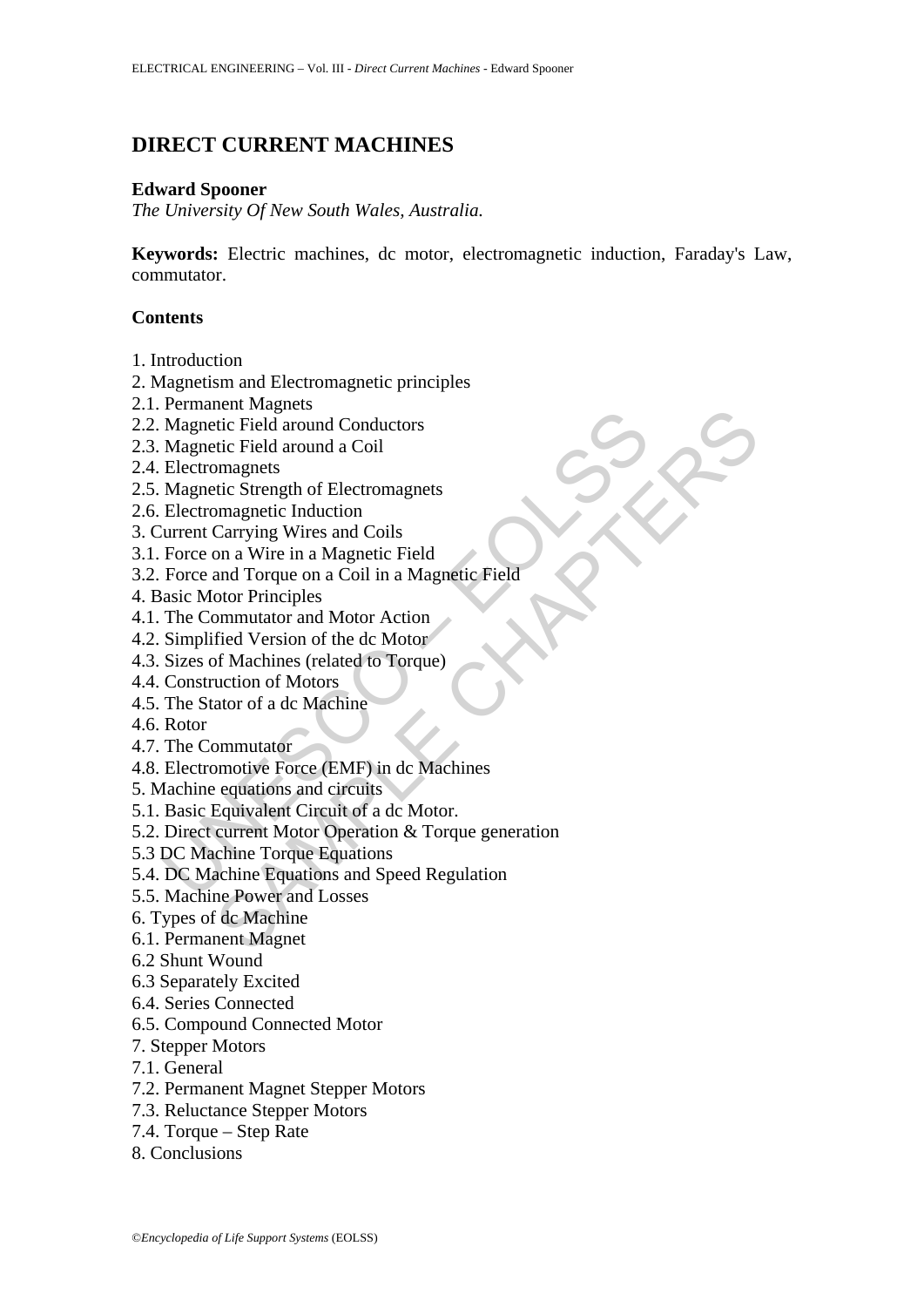# DIRECT CURRENT MACHINES

**Edward Spooner**

*The University Of New South Wales, Australia.*

**Keywords:** Electric machines, dc motor, electromagnetic induction, Faraday's Law, commutator.

## Contents

1. Introduction
2. Magnetism and Electromagnetic principles
2.1. Permanent Magnets
2.2. Magnetic Field around Conductors
2.3. Magnetic Field around a Coil
2.4. Electromagnets
2.5. Magnetic Strength of Electromagnets
2.6. Electromagnetic Induction
3. Current Carrying Wires and Coils
3.1. Force on a Wire in a Magnetic Field
3.2. Force and Torque on a Coil in a Magnetic Field
4. Basic Motor Principles
4.1. The Commutator and Motor Action
4.2. Simplified Version of the dc Motor
4.3. Sizes of Machines (related to Torque)
4.4. Construction of Motors
4.5. The Stator of a dc Machine
4.6. Rotor
4.7. The Commutator
4.8. Electromotive Force (EMF) in dc Machines
5. Machine equations and circuits
5.1. Basic Equivalent Circuit of a dc Motor.
5.2. Direct current Motor Operation & Torque generation
5.3 DC Machine Torque Equations
5.4. DC Machine Equations and Speed Regulation
5.5. Machine Power and Losses
6. Types of dc Machine
6.1. Permanent Magnet
6.2 Shunt Wound
6.3 Separately Excited
6.4. Series Connected
6.5. Compound Connected Motor
7. Stepper Motors
7.1. General
7.2. Permanent Magnet Stepper Motors
7.3. Reluctance Stepper Motors
7.4. Torque – Step Rate
8. Conclusions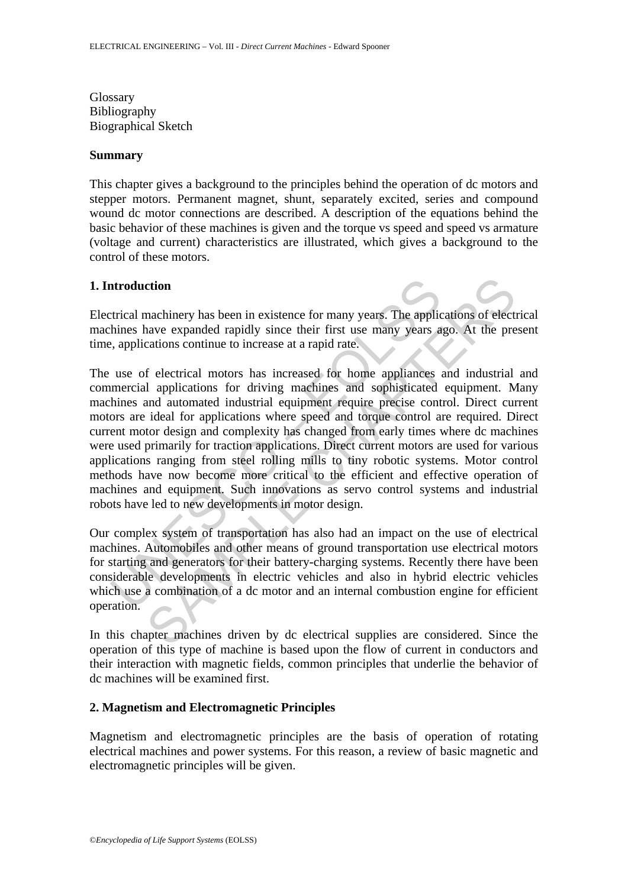Glossary
Bibliography
Biographical Sketch

**Summary**

This chapter gives a background to the principles behind the operation of dc motors and stepper motors. Permanent magnet, shunt, separately excited, series and compound wound dc motor connections are described. A description of the equations behind the basic behavior of these machines is given and the torque vs speed and speed vs armature (voltage and current) characteristics are illustrated, which gives a background to the control of these motors.

## 1. Introduction

Electrical machinery has been in existence for many years. The applications of electrical machines have expanded rapidly since their first use many years ago. At the present time, applications continue to increase at a rapid rate.

The use of electrical motors has increased for home appliances and industrial and commercial applications for driving machines and sophisticated equipment. Many machines and automated industrial equipment require precise control. Direct current motors are ideal for applications where speed and torque control are required. Direct current motor design and complexity has changed from early times where dc machines were used primarily for traction applications. Direct current motors are used for various applications ranging from steel rolling mills to tiny robotic systems. Motor control methods have now become more critical to the efficient and effective operation of machines and equipment. Such innovations as servo control systems and industrial robots have led to new developments in motor design.

Our complex system of transportation has also had an impact on the use of electrical machines. Automobiles and other means of ground transportation use electrical motors for starting and generators for their battery-charging systems. Recently there have been considerable developments in electric vehicles and also in hybrid electric vehicles which use a combination of a dc motor and an internal combustion engine for efficient operation.

In this chapter machines driven by dc electrical supplies are considered. Since the operation of this type of machine is based upon the flow of current in conductors and their interaction with magnetic fields, common principles that underlie the behavior of dc machines will be examined first.

## 2. Magnetism and Electromagnetic Principles

Magnetism and electromagnetic principles are the basis of operation of rotating electrical machines and power systems. For this reason, a review of basic magnetic and electromagnetic principles will be given.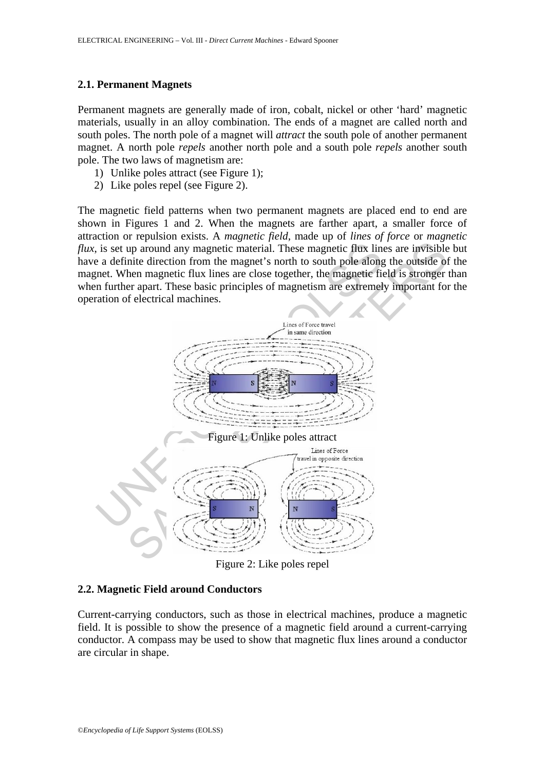### 2.1. Permanent Magnets

Permanent magnets are generally made of iron, cobalt, nickel or other 'hard' magnetic materials, usually in an alloy combination. The ends of a magnet are called north and south poles. The north pole of a magnet will *attract* the south pole of another permanent magnet. A north pole *repels* another north pole and a south pole *repels* another south pole. The two laws of magnetism are:

1) Unlike poles attract (see Figure 1);
2) Like poles repel (see Figure 2).

The magnetic field patterns when two permanent magnets are placed end to end are shown in Figures 1 and 2. When the magnets are farther apart, a smaller force of attraction or repulsion exists. A *magnetic field*, made up of *lines of force* or *magnetic flux*, is set up around any magnetic material. These magnetic flux lines are invisible but have a definite direction from the magnet's north to south pole along the outside of the magnet. When magnetic flux lines are close together, the magnetic field is stronger than when further apart. These basic principles of magnetism are extremely important for the operation of electrical machines.

Figure 1: Unlike poles attract

Figure 2: Like poles repel

### 2.2. Magnetic Field around Conductors

Current-carrying conductors, such as those in electrical machines, produce a magnetic field. It is possible to show the presence of a magnetic field around a current-carrying conductor. A compass may be used to show that magnetic flux lines around a conductor are circular in shape.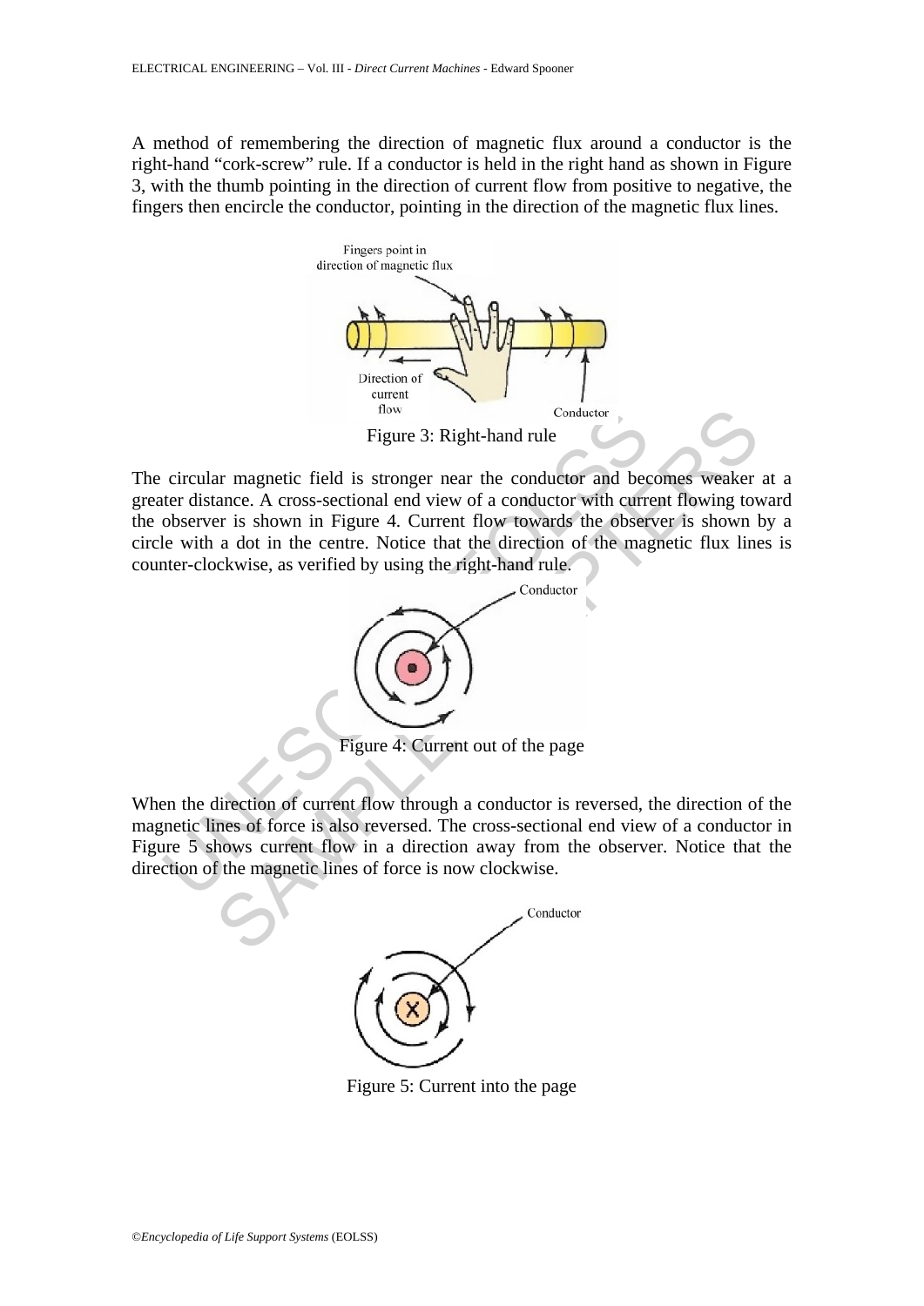A method of remembering the direction of magnetic flux around a conductor is the right-hand "cork-screw" rule. If a conductor is held in the right hand as shown in Figure 3, with the thumb pointing in the direction of current flow from positive to negative, the fingers then encircle the conductor, pointing in the direction of the magnetic flux lines.

Figure 3: Right-hand rule

The circular magnetic field is stronger near the conductor and becomes weaker at a greater distance. A cross-sectional end view of a conductor with current flowing toward the observer is shown in Figure 4. Current flow towards the observer is shown by a circle with a dot in the centre. Notice that the direction of the magnetic flux lines is counter-clockwise, as verified by using the right-hand rule.

Figure 4: Current out of the page

When the direction of current flow through a conductor is reversed, the direction of the magnetic lines of force is also reversed. The cross-sectional end view of a conductor in Figure 5 shows current flow in a direction away from the observer. Notice that the direction of the magnetic lines of force is now clockwise.

Figure 5: Current into the page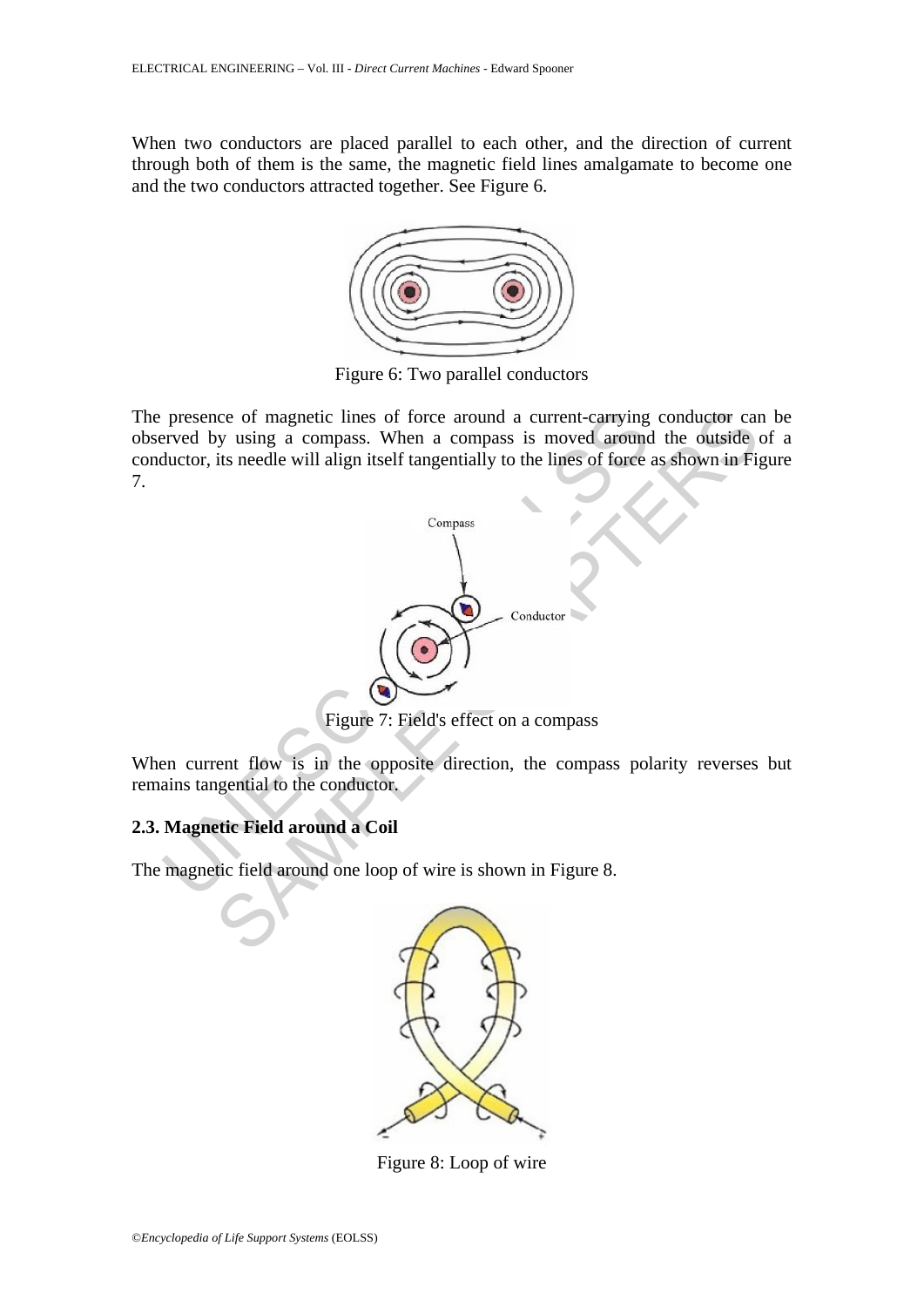When two conductors are placed parallel to each other, and the direction of current through both of them is the same, the magnetic field lines amalgamate to become one and the two conductors attracted together. See Figure 6.

Figure 6: Two parallel conductors

The presence of magnetic lines of force around a current-carrying conductor can be observed by using a compass. When a compass is moved around the outside of a conductor, its needle will align itself tangentially to the lines of force as shown in Figure 7.

Figure 7: Field's effect on a compass

When current flow is in the opposite direction, the compass polarity reverses but remains tangential to the conductor.

### 2.3. Magnetic Field around a Coil

The magnetic field around one loop of wire is shown in Figure 8.

Figure 8: Loop of wire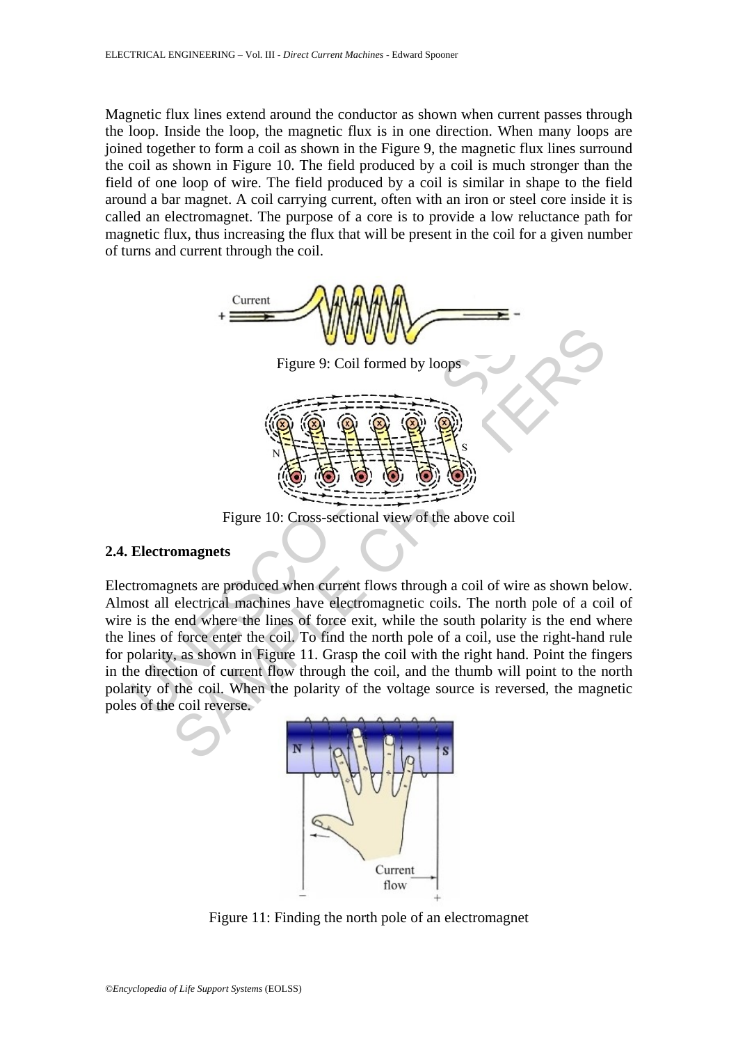Magnetic flux lines extend around the conductor as shown when current passes through the loop. Inside the loop, the magnetic flux is in one direction. When many loops are joined together to form a coil as shown in the Figure 9, the magnetic flux lines surround the coil as shown in Figure 10. The field produced by a coil is much stronger than the field of one loop of wire. The field produced by a coil is similar in shape to the field around a bar magnet. A coil carrying current, often with an iron or steel core inside it is called an electromagnet. The purpose of a core is to provide a low reluctance path for magnetic flux, thus increasing the flux that will be present in the coil for a given number of turns and current through the coil.

Figure 9: Coil formed by loops

Figure 10: Cross-sectional view of the above coil

### 2.4. Electromagnets

Electromagnets are produced when current flows through a coil of wire as shown below. Almost all electrical machines have electromagnetic coils. The north pole of a coil of wire is the end where the lines of force exit, while the south polarity is the end where the lines of force enter the coil. To find the north pole of a coil, use the right-hand rule for polarity, as shown in Figure 11. Grasp the coil with the right hand. Point the fingers in the direction of current flow through the coil, and the thumb will point to the north polarity of the coil. When the polarity of the voltage source is reversed, the magnetic poles of the coil reverse.

Figure 11: Finding the north pole of an electromagnet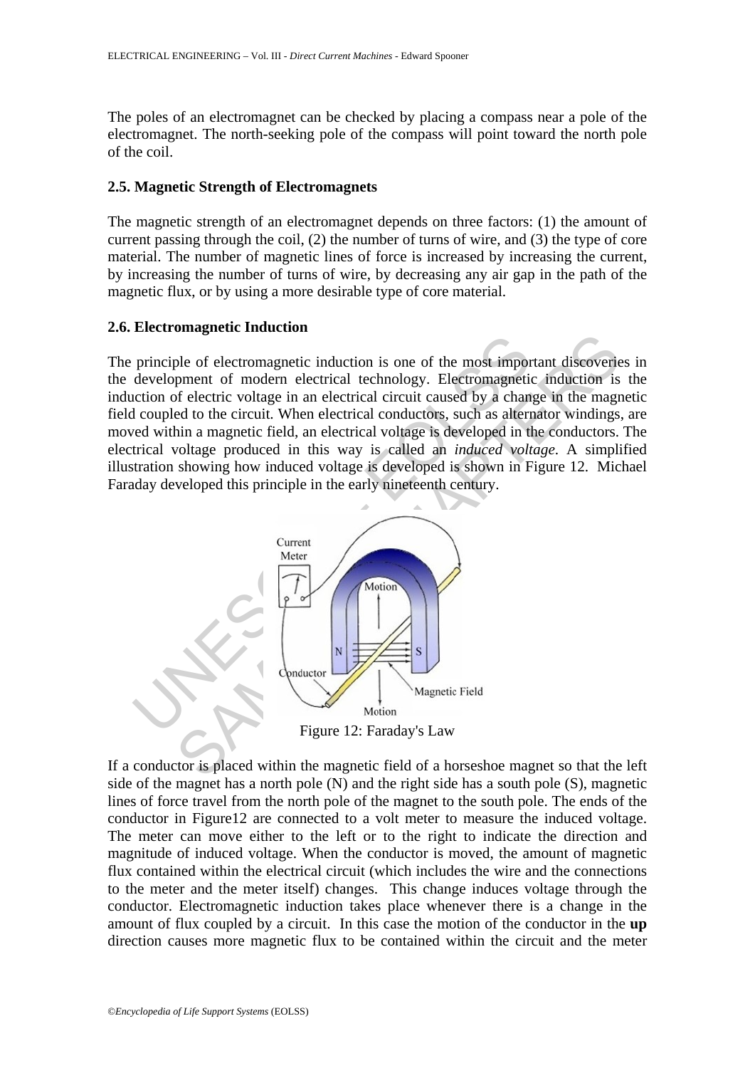The poles of an electromagnet can be checked by placing a compass near a pole of the electromagnet. The north-seeking pole of the compass will point toward the north pole of the coil.

### 2.5. Magnetic Strength of Electromagnets

The magnetic strength of an electromagnet depends on three factors: (1) the amount of current passing through the coil, (2) the number of turns of wire, and (3) the type of core material. The number of magnetic lines of force is increased by increasing the current, by increasing the number of turns of wire, by decreasing any air gap in the path of the magnetic flux, or by using a more desirable type of core material.

### 2.6. Electromagnetic Induction

The principle of electromagnetic induction is one of the most important discoveries in the development of modern electrical technology. Electromagnetic induction is the induction of electric voltage in an electrical circuit caused by a change in the magnetic field coupled to the circuit. When electrical conductors, such as alternator windings, are moved within a magnetic field, an electrical voltage is developed in the conductors. The electrical voltage produced in this way is called an *induced voltage*. A simplified illustration showing how induced voltage is developed is shown in Figure 12. Michael Faraday developed this principle in the early nineteenth century.

Figure 12: Faraday's Law

If a conductor is placed within the magnetic field of a horseshoe magnet so that the left side of the magnet has a north pole (N) and the right side has a south pole (S), magnetic lines of force travel from the north pole of the magnet to the south pole. The ends of the conductor in Figure12 are connected to a volt meter to measure the induced voltage. The meter can move either to the left or to the right to indicate the direction and magnitude of induced voltage. When the conductor is moved, the amount of magnetic flux contained within the electrical circuit (which includes the wire and the connections to the meter and the meter itself) changes. This change induces voltage through the conductor. Electromagnetic induction takes place whenever there is a change in the amount of flux coupled by a circuit. In this case the motion of the conductor in the **up** direction causes more magnetic flux to be contained within the circuit and the meter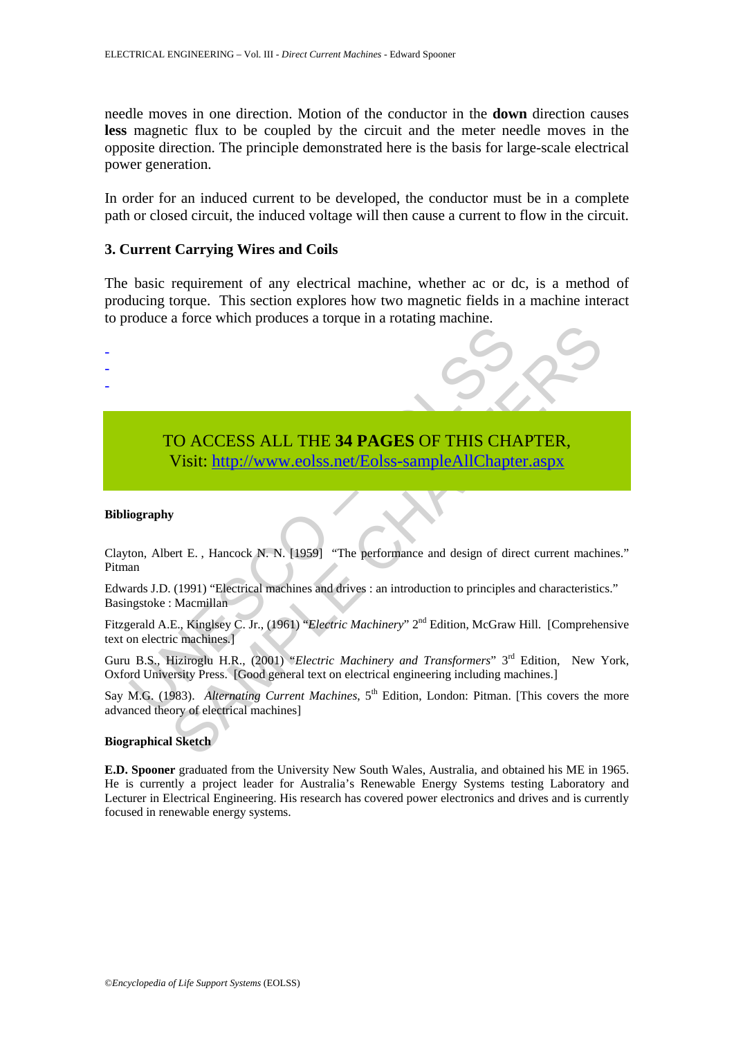needle moves in one direction. Motion of the conductor in the **down** direction causes **less** magnetic flux to be coupled by the circuit and the meter needle moves in the opposite direction. The principle demonstrated here is the basis for large-scale electrical power generation.

In order for an induced current to be developed, the conductor must be in a complete path or closed circuit, the induced voltage will then cause a current to flow in the circuit.

### 3. Current Carrying Wires and Coils

The basic requirement of any electrical machine, whether ac or dc, is a method of producing torque. This section explores how two magnetic fields in a machine interact to produce a force which produces a torque in a rotating machine.

-
-
-

TO ACCESS ALL THE **34 PAGES** OF THIS CHAPTER,
Visit: http://www.eolss.net/Eolss-sampleAllChapter.aspx

#### Bibliography

Clayton, Albert E. , Hancock N. N. [1959] "The performance and design of direct current machines." Pitman

Edwards J.D. (1991) "Electrical machines and drives : an introduction to principles and characteristics." Basingstoke : Macmillan

Fitzgerald A.E., Kinglsey C. Jr., (1961) "*Electric Machinery*" 2nd Edition, McGraw Hill. [Comprehensive text on electric machines.]

Guru B.S., Hiziroglu H.R., (2001) "*Electric Machinery and Transformers*" 3rd Edition, New York, Oxford University Press. [Good general text on electrical engineering including machines.]

Say M.G. (1983). *Alternating Current Machines*, 5th Edition, London: Pitman. [This covers the more advanced theory of electrical machines]

#### Biographical Sketch

**E.D. Spooner** graduated from the University New South Wales, Australia, and obtained his ME in 1965. He is currently a project leader for Australia's Renewable Energy Systems testing Laboratory and Lecturer in Electrical Engineering. His research has covered power electronics and drives and is currently focused in renewable energy systems.